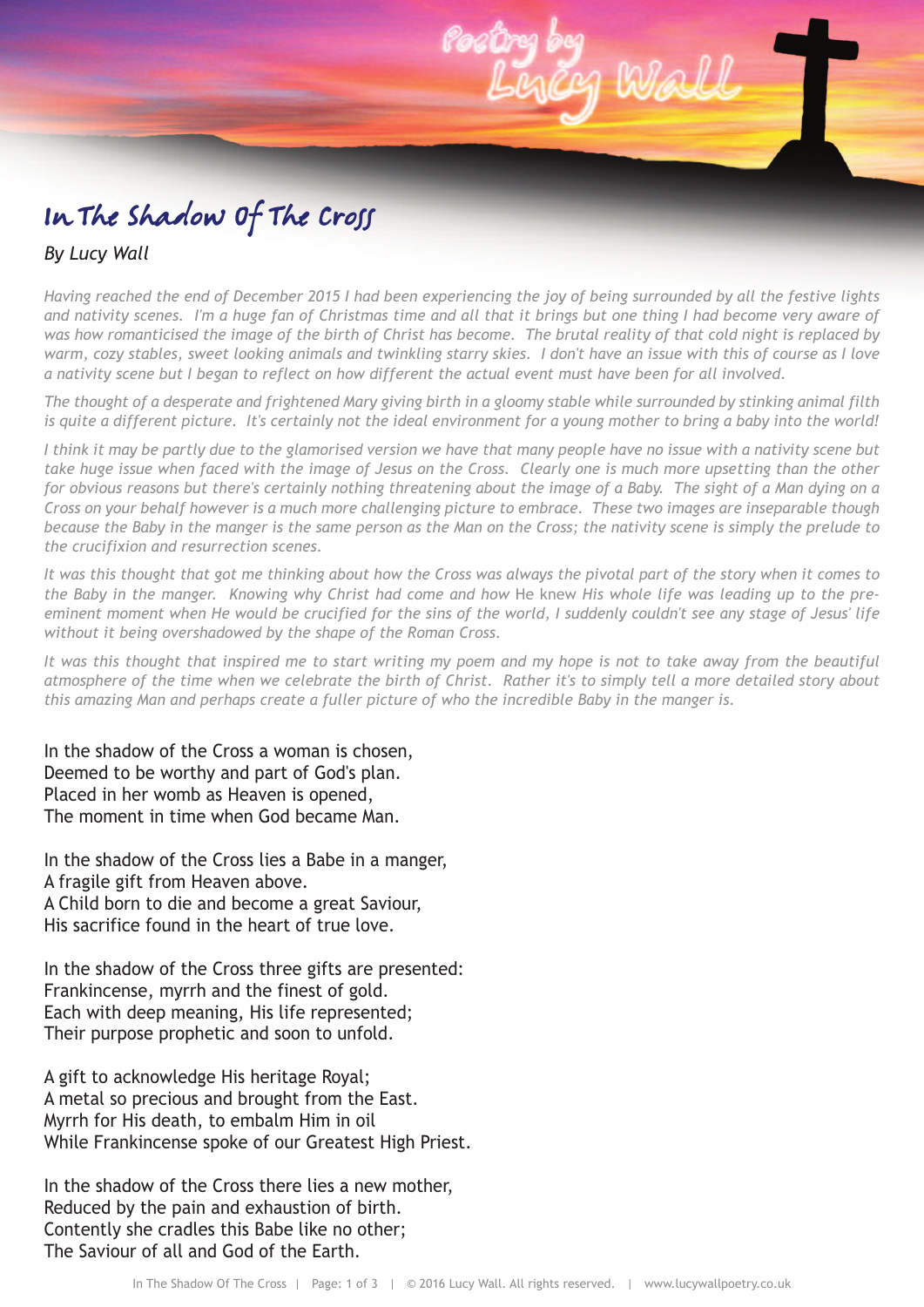Poetry by Lucy Wall

# In The Shadow Of The Cross

*By Lucy Wall*

*Having reached the end of December 2015 I had been experiencing the joy of being surrounded by all the festive lights and nativity scenes. I'm a huge fan of Christmas time and all that it brings but one thing I had become very aware of was how romanticised the image of the birth of Christ has become. The brutal reality of that cold night is replaced by warm, cozy stables, sweet looking animals and twinkling starry skies. I don't have an issue with this of course as I love a nativity scene but I began to reflect on how different the actual event must have been for all involved.*

*The thought of a desperate and frightened Mary giving birth in a gloomy stable while surrounded by stinking animal filth is quite a different picture. It's certainly not the ideal environment for a young mother to bring a baby into the world!*

*I think it may be partly due to the glamorised version we have that many people have no issue with a nativity scene but take huge issue when faced with the image of Jesus on the Cross. Clearly one is much more upsetting than the other for obvious reasons but there's certainly nothing threatening about the image of a Baby. The sight of a Man dying on a Cross on your behalf however is a much more challenging picture to embrace. These two images are inseparable though because the Baby in the manger is the same person as the Man on the Cross; the nativity scene is simply the prelude to the crucifixion and resurrection scenes.*

*It was this thought that got me thinking about how the Cross was always the pivotal part of the story when it comes to the Baby in the manger. Knowing why Christ had come and how* He *knew His whole life was leading up to the pre-eminent moment when He would be crucified for the sins of the world, I suddenly couldn't see any stage of Jesus' life without it being overshadowed by the shape of the Roman Cross.*

*It was this thought that inspired me to start writing my poem and my hope is not to take away from the beautiful atmosphere of the time when we celebrate the birth of Christ. Rather it's to simply tell a more detailed story about this amazing Man and perhaps create a fuller picture of who the incredible Baby in the manger is.*

In the shadow of the Cross a woman is chosen,
Deemed to be worthy and part of God's plan.
Placed in her womb as Heaven is opened,
The moment in time when God became Man.

In the shadow of the Cross lies a Babe in a manger,
A fragile gift from Heaven above.
A Child born to die and become a great Saviour,
His sacrifice found in the heart of true love.

In the shadow of the Cross three gifts are presented:
Frankincense, myrrh and the finest of gold.
Each with deep meaning, His life represented;
Their purpose prophetic and soon to unfold.

A gift to acknowledge His heritage Royal;
A metal so precious and brought from the East.
Myrrh for His death, to embalm Him in oil
While Frankincense spoke of our Greatest High Priest.

In the shadow of the Cross there lies a new mother,
Reduced by the pain and exhaustion of birth.
Contently she cradles this Babe like no other;
The Saviour of all and God of the Earth.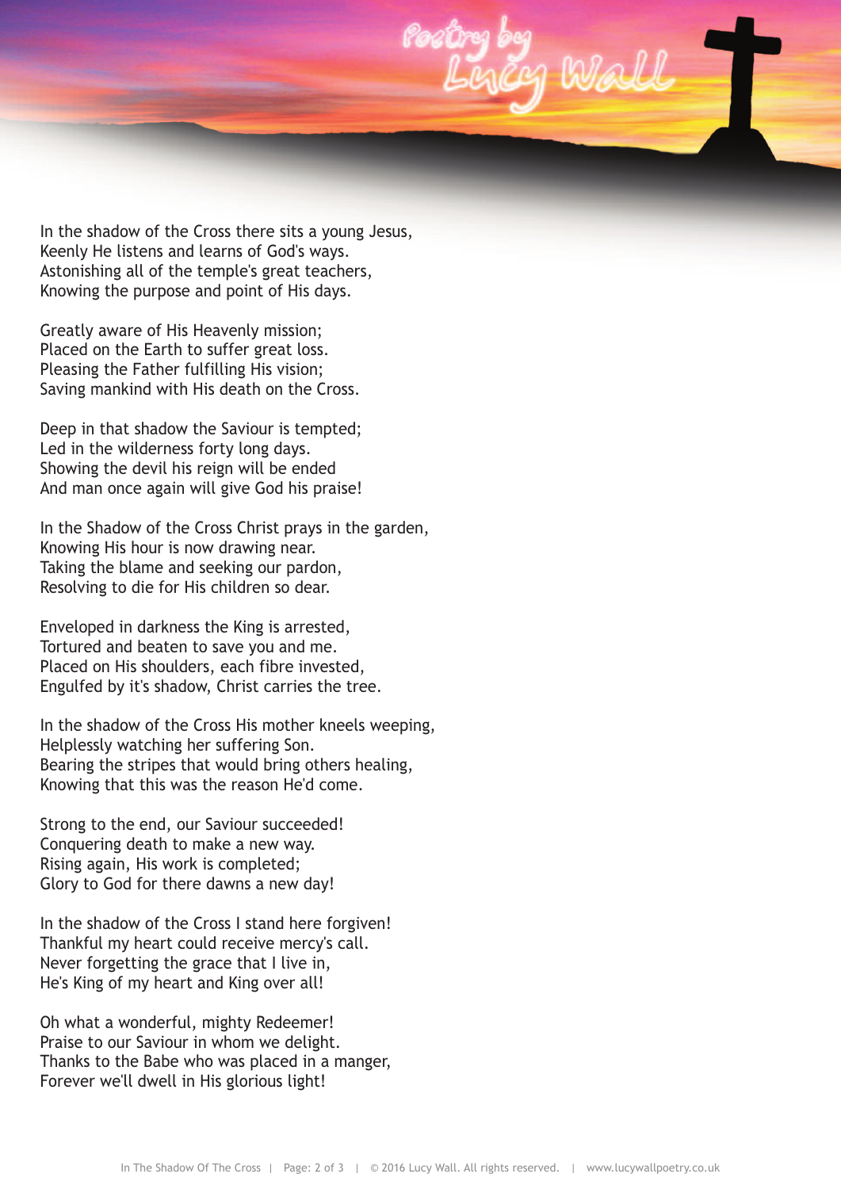In the shadow of the Cross there sits a young Jesus,
Keenly He listens and learns of God's ways.
Astonishing all of the temple's great teachers,
Knowing the purpose and point of His days.

Greatly aware of His Heavenly mission;
Placed on the Earth to suffer great loss.
Pleasing the Father fulfilling His vision;
Saving mankind with His death on the Cross.

Deep in that shadow the Saviour is tempted;
Led in the wilderness forty long days.
Showing the devil his reign will be ended
And man once again will give God his praise!

In the Shadow of the Cross Christ prays in the garden,
Knowing His hour is now drawing near.
Taking the blame and seeking our pardon,
Resolving to die for His children so dear.

Enveloped in darkness the King is arrested,
Tortured and beaten to save you and me.
Placed on His shoulders, each fibre invested,
Engulfed by it's shadow, Christ carries the tree.

In the shadow of the Cross His mother kneels weeping,
Helplessly watching her suffering Son.
Bearing the stripes that would bring others healing,
Knowing that this was the reason He'd come.

Strong to the end, our Saviour succeeded!
Conquering death to make a new way.
Rising again, His work is completed;
Glory to God for there dawns a new day!

In the shadow of the Cross I stand here forgiven!
Thankful my heart could receive mercy's call.
Never forgetting the grace that I live in,
He's King of my heart and King over all!

Oh what a wonderful, mighty Redeemer!
Praise to our Saviour in whom we delight.
Thanks to the Babe who was placed in a manger,
Forever we'll dwell in His glorious light!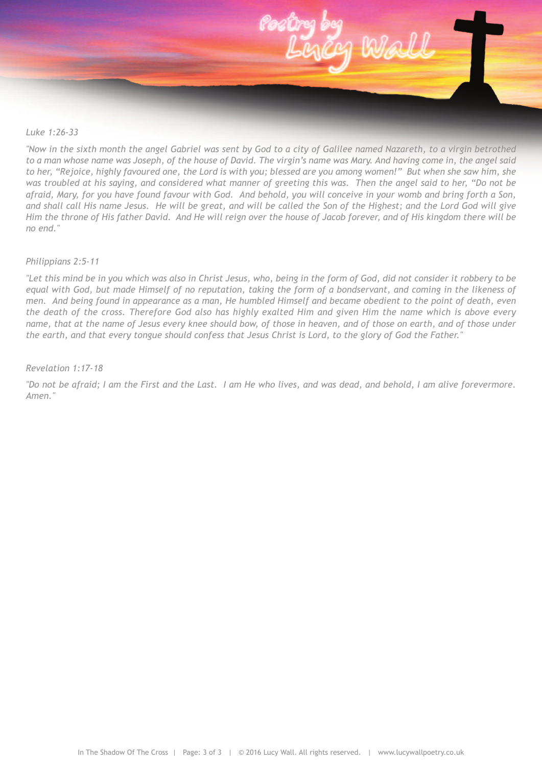*Luke 1:26-33*

*"Now in the sixth month the angel Gabriel was sent by God to a city of Galilee named Nazareth, to a virgin betrothed to a man whose name was Joseph, of the house of David. The virgin's name was Mary. And having come in, the angel said to her, "Rejoice, highly favoured one, the Lord is with you; blessed are you among women!" But when she saw him, she was troubled at his saying, and considered what manner of greeting this was. Then the angel said to her, "Do not be afraid, Mary, for you have found favour with God. And behold, you will conceive in your womb and bring forth a Son, and shall call His name Jesus. He will be great, and will be called the Son of the Highest; and the Lord God will give Him the throne of His father David. And He will reign over the house of Jacob forever, and of His kingdom there will be no end."*

*Philippians 2:5-11*

*"Let this mind be in you which was also in Christ Jesus, who, being in the form of God, did not consider it robbery to be equal with God, but made Himself of no reputation, taking the form of a bondservant, and coming in the likeness of men. And being found in appearance as a man, He humbled Himself and became obedient to the point of death, even the death of the cross. Therefore God also has highly exalted Him and given Him the name which is above every name, that at the name of Jesus every knee should bow, of those in heaven, and of those on earth, and of those under the earth, and that every tongue should confess that Jesus Christ is Lord, to the glory of God the Father."*

*Revelation 1:17-18*

*"Do not be afraid; I am the First and the Last. I am He who lives, and was dead, and behold, I am alive forevermore. Amen."*